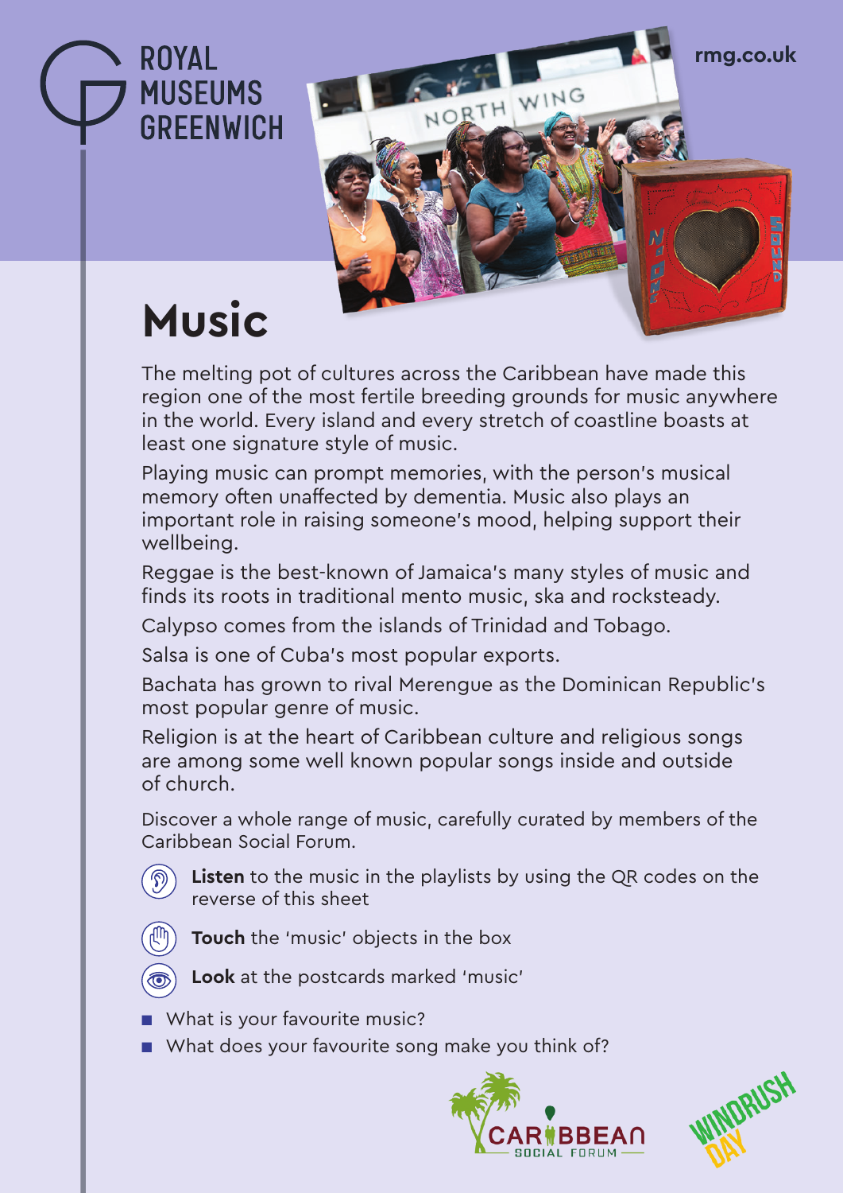ROYAL MUSEUMS GREENWICH

rmg.co.uk

# Music

The melting pot of cultures across the Caribbean have made this region one of the most fertile breeding grounds for music anywhere in the world. Every island and every stretch of coastline boasts at least one signature style of music.

Playing music can prompt memories, with the person's musical memory often unaffected by dementia. Music also plays an important role in raising someone's mood, helping support their wellbeing.

Reggae is the best-known of Jamaica's many styles of music and finds its roots in traditional mento music, ska and rocksteady.

Calypso comes from the islands of Trinidad and Tobago.

Salsa is one of Cuba's most popular exports.

Bachata has grown to rival Merengue as the Dominican Republic's most popular genre of music.

Religion is at the heart of Caribbean culture and religious songs are among some well known popular songs inside and outside of church.

Discover a whole range of music, carefully curated by members of the Caribbean Social Forum.

**Listen** to the music in the playlists by using the QR codes on the reverse of this sheet

**Touch** the 'music' objects in the box

**Look** at the postcards marked 'music'

- What is your favourite music?
- What does your favourite song make you think of?

CARIBBEAN SOCIAL FORUM

WINDRUSH DAY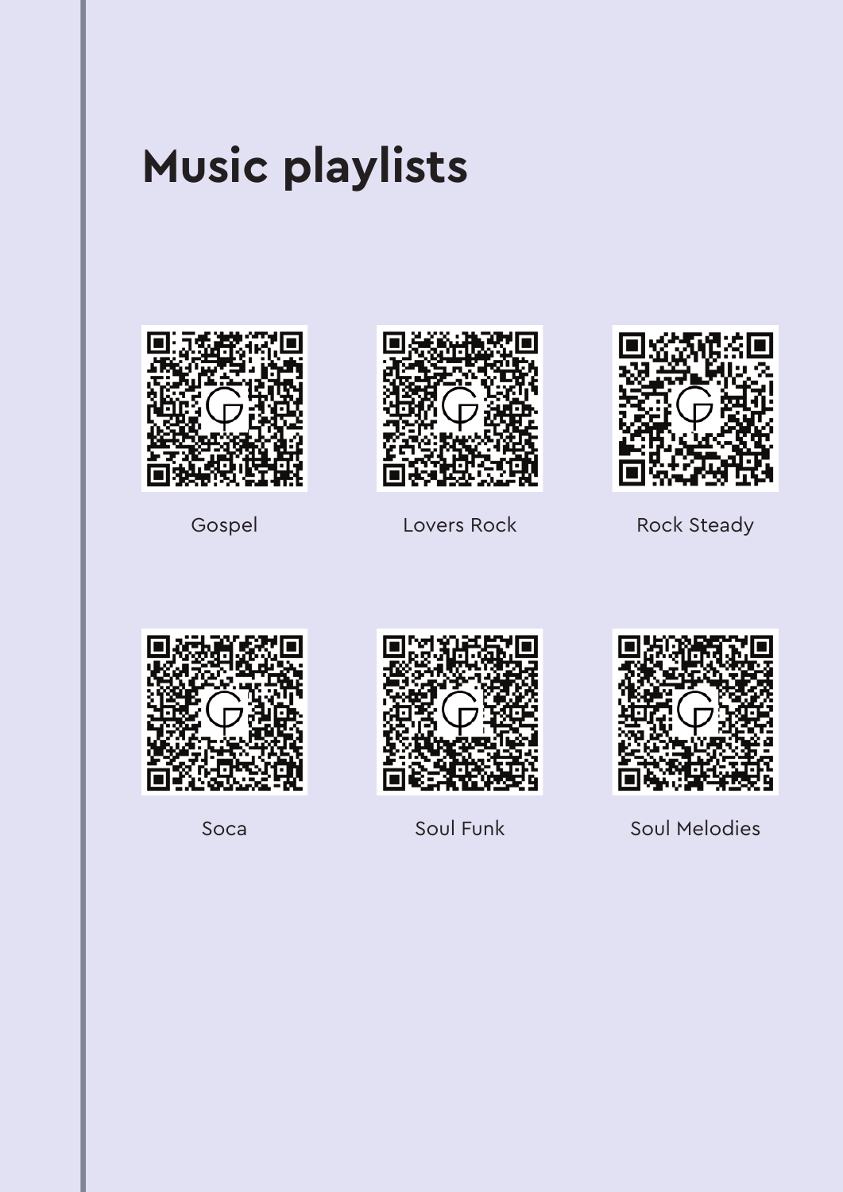# Music playlists

Gospel

Lovers Rock

Rock Steady

Soca

Soul Funk

Soul Melodies